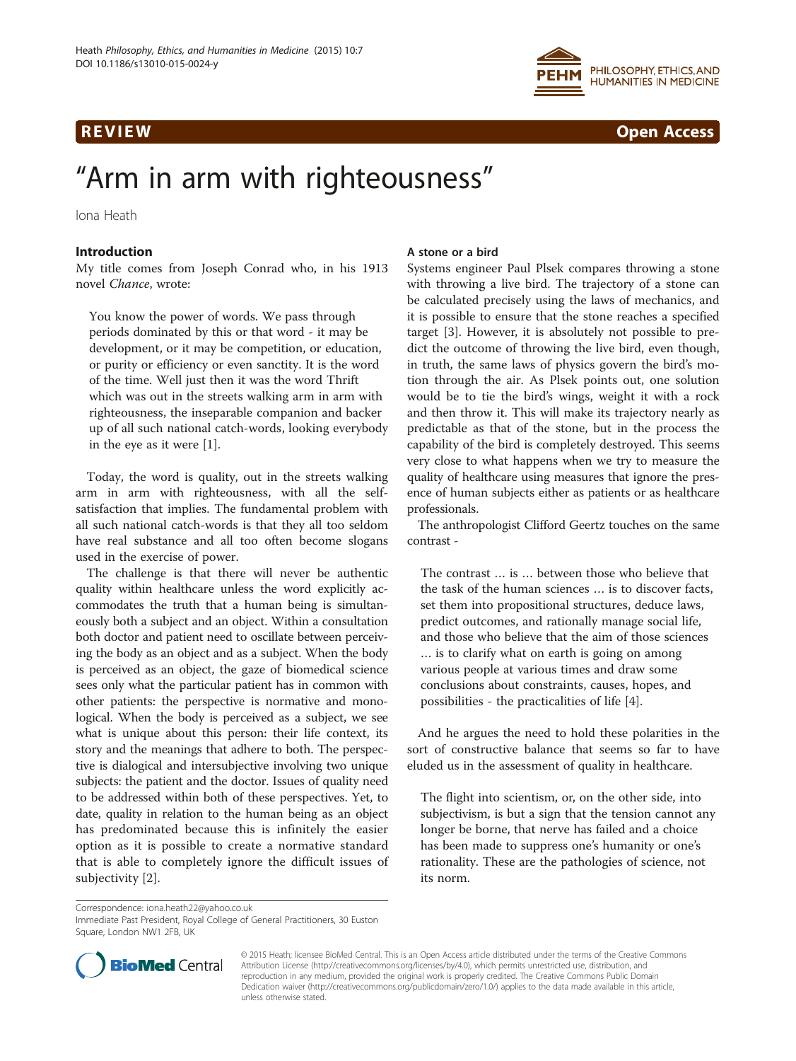REVIEW Open Access

# "Arm in arm with righteousness"

Iona Heath

## Introduction

My title comes from Joseph Conrad who, in his 1913 novel *Chance*, wrote:

> You know the power of words. We pass through periods dominated by this or that word - it may be development, or it may be competition, or education, or purity or efficiency or even sanctity. It is the word of the time. Well just then it was the word Thrift which was out in the streets walking arm in arm with righteousness, the inseparable companion and backer up of all such national catch-words, looking everybody in the eye as it were [1].

Today, the word is quality, out in the streets walking arm in arm with righteousness, with all the self-satisfaction that implies. The fundamental problem with all such national catch-words is that they all too seldom have real substance and all too often become slogans used in the exercise of power.

The challenge is that there will never be authentic quality within healthcare unless the word explicitly accommodates the truth that a human being is simultaneously both a subject and an object. Within a consultation both doctor and patient need to oscillate between perceiving the body as an object and as a subject. When the body is perceived as an object, the gaze of biomedical science sees only what the particular patient has in common with other patients: the perspective is normative and monological. When the body is perceived as a subject, we see what is unique about this person: their life context, its story and the meanings that adhere to both. The perspective is dialogical and intersubjective involving two unique subjects: the patient and the doctor. Issues of quality need to be addressed within both of these perspectives. Yet, to date, quality in relation to the human being as an object has predominated because this is infinitely the easier option as it is possible to create a normative standard that is able to completely ignore the difficult issues of subjectivity [2].

### A stone or a bird

Systems engineer Paul Plsek compares throwing a stone with throwing a live bird. The trajectory of a stone can be calculated precisely using the laws of mechanics, and it is possible to ensure that the stone reaches a specified target [3]. However, it is absolutely not possible to predict the outcome of throwing the live bird, even though, in truth, the same laws of physics govern the bird's motion through the air. As Plsek points out, one solution would be to tie the bird's wings, weight it with a rock and then throw it. This will make its trajectory nearly as predictable as that of the stone, but in the process the capability of the bird is completely destroyed. This seems very close to what happens when we try to measure the quality of healthcare using measures that ignore the presence of human subjects either as patients or as healthcare professionals.

The anthropologist Clifford Geertz touches on the same contrast -

> The contrast … is … between those who believe that the task of the human sciences … is to discover facts, set them into propositional structures, deduce laws, predict outcomes, and rationally manage social life, and those who believe that the aim of those sciences … is to clarify what on earth is going on among various people at various times and draw some conclusions about constraints, causes, hopes, and possibilities - the practicalities of life [4].

And he argues the need to hold these polarities in the sort of constructive balance that seems so far to have eluded us in the assessment of quality in healthcare.

> The flight into scientism, or, on the other side, into subjectivism, is but a sign that the tension cannot any longer be borne, that nerve has failed and a choice has been made to suppress one's humanity or one's rationality. These are the pathologies of science, not its norm.

Correspondence: iona.heath22@yahoo.co.uk
Immediate Past President, Royal College of General Practitioners, 30 Euston Square, London NW1 2FB, UK

© 2015 Heath; licensee BioMed Central. This is an Open Access article distributed under the terms of the Creative Commons Attribution License (http://creativecommons.org/licenses/by/4.0), which permits unrestricted use, distribution, and reproduction in any medium, provided the original work is properly credited. The Creative Commons Public Domain Dedication waiver (http://creativecommons.org/publicdomain/zero/1.0/) applies to the data made available in this article, unless otherwise stated.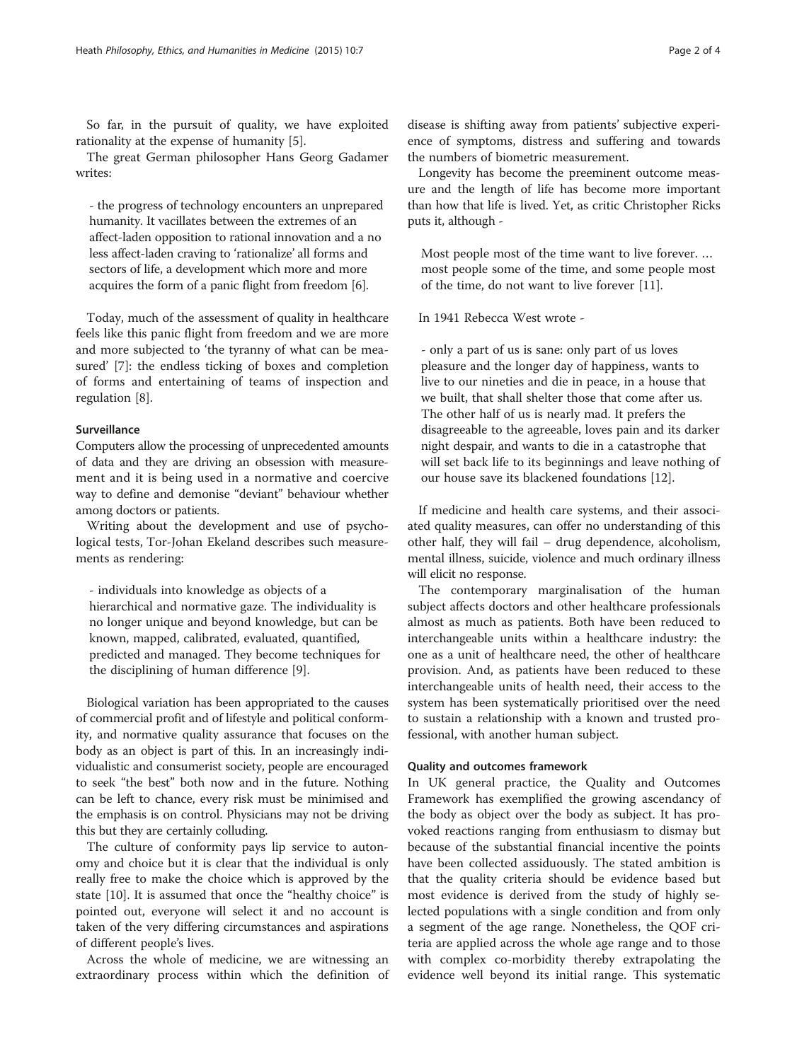So far, in the pursuit of quality, we have exploited rationality at the expense of humanity [5].

The great German philosopher Hans Georg Gadamer writes:

> - the progress of technology encounters an unprepared humanity. It vacillates between the extremes of an affect-laden opposition to rational innovation and a no less affect-laden craving to 'rationalize' all forms and sectors of life, a development which more and more acquires the form of a panic flight from freedom [6].

Today, much of the assessment of quality in healthcare feels like this panic flight from freedom and we are more and more subjected to 'the tyranny of what can be measured' [7]: the endless ticking of boxes and completion of forms and entertaining of teams of inspection and regulation [8].

### Surveillance

Computers allow the processing of unprecedented amounts of data and they are driving an obsession with measurement and it is being used in a normative and coercive way to define and demonise "deviant" behaviour whether among doctors or patients.

Writing about the development and use of psychological tests, Tor-Johan Ekeland describes such measurements as rendering:

> - individuals into knowledge as objects of a hierarchical and normative gaze. The individuality is no longer unique and beyond knowledge, but can be known, mapped, calibrated, evaluated, quantified, predicted and managed. They become techniques for the disciplining of human difference [9].

Biological variation has been appropriated to the causes of commercial profit and of lifestyle and political conformity, and normative quality assurance that focuses on the body as an object is part of this. In an increasingly individualistic and consumerist society, people are encouraged to seek "the best" both now and in the future. Nothing can be left to chance, every risk must be minimised and the emphasis is on control. Physicians may not be driving this but they are certainly colluding.

The culture of conformity pays lip service to autonomy and choice but it is clear that the individual is only really free to make the choice which is approved by the state [10]. It is assumed that once the "healthy choice" is pointed out, everyone will select it and no account is taken of the very differing circumstances and aspirations of different people's lives.

Across the whole of medicine, we are witnessing an extraordinary process within which the definition of disease is shifting away from patients' subjective experience of symptoms, distress and suffering and towards the numbers of biometric measurement.

Longevity has become the preeminent outcome measure and the length of life has become more important than how that life is lived. Yet, as critic Christopher Ricks puts it, although -

> Most people most of the time want to live forever. … most people some of the time, and some people most of the time, do not want to live forever [11].

In 1941 Rebecca West wrote -

> - only a part of us is sane: only part of us loves pleasure and the longer day of happiness, wants to live to our nineties and die in peace, in a house that we built, that shall shelter those that come after us. The other half of us is nearly mad. It prefers the disagreeable to the agreeable, loves pain and its darker night despair, and wants to die in a catastrophe that will set back life to its beginnings and leave nothing of our house save its blackened foundations [12].

If medicine and health care systems, and their associated quality measures, can offer no understanding of this other half, they will fail – drug dependence, alcoholism, mental illness, suicide, violence and much ordinary illness will elicit no response.

The contemporary marginalisation of the human subject affects doctors and other healthcare professionals almost as much as patients. Both have been reduced to interchangeable units within a healthcare industry: the one as a unit of healthcare need, the other of healthcare provision. And, as patients have been reduced to these interchangeable units of health need, their access to the system has been systematically prioritised over the need to sustain a relationship with a known and trusted professional, with another human subject.

### Quality and outcomes framework

In UK general practice, the Quality and Outcomes Framework has exemplified the growing ascendancy of the body as object over the body as subject. It has provoked reactions ranging from enthusiasm to dismay but because of the substantial financial incentive the points have been collected assiduously. The stated ambition is that the quality criteria should be evidence based but most evidence is derived from the study of highly selected populations with a single condition and from only a segment of the age range. Nonetheless, the QOF criteria are applied across the whole age range and to those with complex co-morbidity thereby extrapolating the evidence well beyond its initial range. This systematic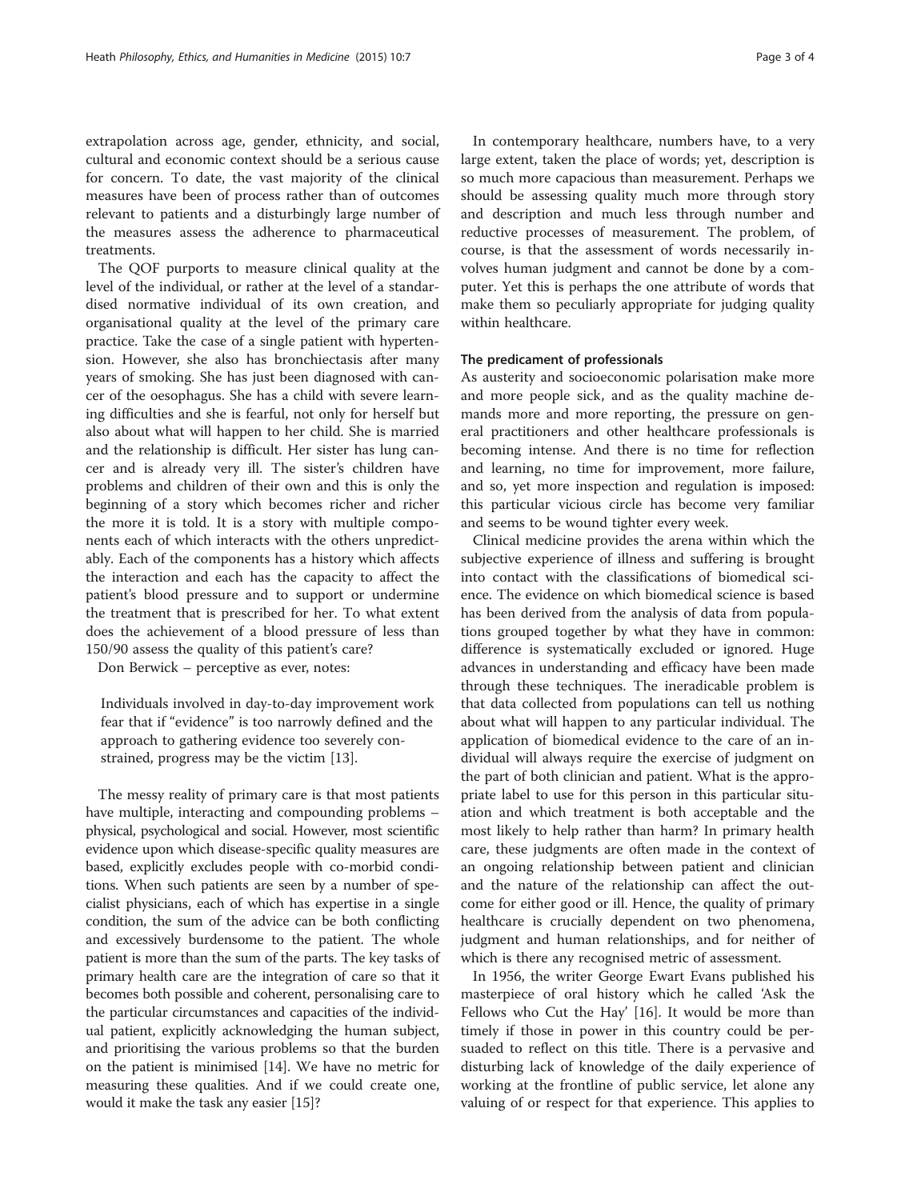extrapolation across age, gender, ethnicity, and social, cultural and economic context should be a serious cause for concern. To date, the vast majority of the clinical measures have been of process rather than of outcomes relevant to patients and a disturbingly large number of the measures assess the adherence to pharmaceutical treatments.

The QOF purports to measure clinical quality at the level of the individual, or rather at the level of a standardised normative individual of its own creation, and organisational quality at the level of the primary care practice. Take the case of a single patient with hypertension. However, she also has bronchiectasis after many years of smoking. She has just been diagnosed with cancer of the oesophagus. She has a child with severe learning difficulties and she is fearful, not only for herself but also about what will happen to her child. She is married and the relationship is difficult. Her sister has lung cancer and is already very ill. The sister's children have problems and children of their own and this is only the beginning of a story which becomes richer and richer the more it is told. It is a story with multiple components each of which interacts with the others unpredictably. Each of the components has a history which affects the interaction and each has the capacity to affect the patient's blood pressure and to support or undermine the treatment that is prescribed for her. To what extent does the achievement of a blood pressure of less than 150/90 assess the quality of this patient's care?

Don Berwick – perceptive as ever, notes:

> Individuals involved in day-to-day improvement work fear that if "evidence" is too narrowly defined and the approach to gathering evidence too severely constrained, progress may be the victim [13].

The messy reality of primary care is that most patients have multiple, interacting and compounding problems – physical, psychological and social. However, most scientific evidence upon which disease-specific quality measures are based, explicitly excludes people with co-morbid conditions. When such patients are seen by a number of specialist physicians, each of which has expertise in a single condition, the sum of the advice can be both conflicting and excessively burdensome to the patient. The whole patient is more than the sum of the parts. The key tasks of primary health care are the integration of care so that it becomes both possible and coherent, personalising care to the particular circumstances and capacities of the individual patient, explicitly acknowledging the human subject, and prioritising the various problems so that the burden on the patient is minimised [14]. We have no metric for measuring these qualities. And if we could create one, would it make the task any easier [15]?

In contemporary healthcare, numbers have, to a very large extent, taken the place of words; yet, description is so much more capacious than measurement. Perhaps we should be assessing quality much more through story and description and much less through number and reductive processes of measurement. The problem, of course, is that the assessment of words necessarily involves human judgment and cannot be done by a computer. Yet this is perhaps the one attribute of words that make them so peculiarly appropriate for judging quality within healthcare.

## The predicament of professionals

As austerity and socioeconomic polarisation make more and more people sick, and as the quality machine demands more and more reporting, the pressure on general practitioners and other healthcare professionals is becoming intense. And there is no time for reflection and learning, no time for improvement, more failure, and so, yet more inspection and regulation is imposed: this particular vicious circle has become very familiar and seems to be wound tighter every week.

Clinical medicine provides the arena within which the subjective experience of illness and suffering is brought into contact with the classifications of biomedical science. The evidence on which biomedical science is based has been derived from the analysis of data from populations grouped together by what they have in common: difference is systematically excluded or ignored. Huge advances in understanding and efficacy have been made through these techniques. The ineradicable problem is that data collected from populations can tell us nothing about what will happen to any particular individual. The application of biomedical evidence to the care of an individual will always require the exercise of judgment on the part of both clinician and patient. What is the appropriate label to use for this person in this particular situation and which treatment is both acceptable and the most likely to help rather than harm? In primary health care, these judgments are often made in the context of an ongoing relationship between patient and clinician and the nature of the relationship can affect the outcome for either good or ill. Hence, the quality of primary healthcare is crucially dependent on two phenomena, judgment and human relationships, and for neither of which is there any recognised metric of assessment.

In 1956, the writer George Ewart Evans published his masterpiece of oral history which he called 'Ask the Fellows who Cut the Hay' [16]. It would be more than timely if those in power in this country could be persuaded to reflect on this title. There is a pervasive and disturbing lack of knowledge of the daily experience of working at the frontline of public service, let alone any valuing of or respect for that experience. This applies to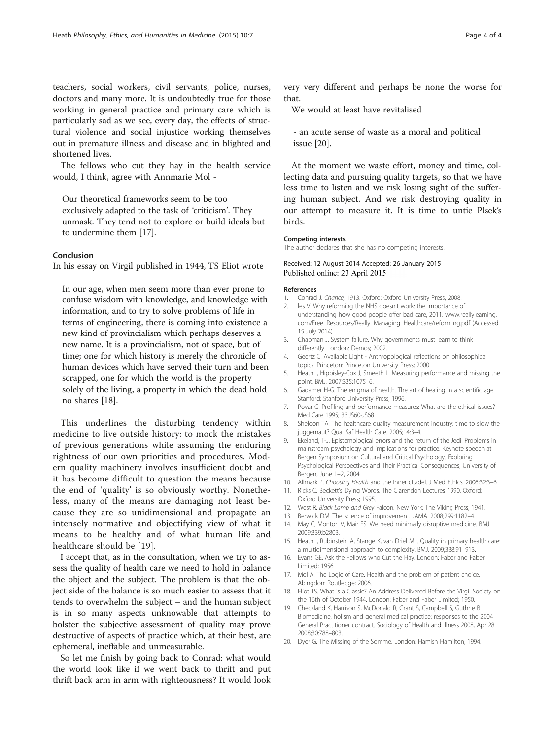teachers, social workers, civil servants, police, nurses, doctors and many more. It is undoubtedly true for those working in general practice and primary care which is particularly sad as we see, every day, the effects of structural violence and social injustice working themselves out in premature illness and disease and in blighted and shortened lives.

The fellows who cut they hay in the health service would, I think, agree with Annmarie Mol -

> Our theoretical frameworks seem to be too exclusively adapted to the task of 'criticism'. They unmask. They tend not to explore or build ideals but to undermine them [17].

## Conclusion

In his essay on Virgil published in 1944, TS Eliot wrote

> In our age, when men seem more than ever prone to confuse wisdom with knowledge, and knowledge with information, and to try to solve problems of life in terms of engineering, there is coming into existence a new kind of provincialism which perhaps deserves a new name. It is a provincialism, not of space, but of time; one for which history is merely the chronicle of human devices which have served their turn and been scrapped, one for which the world is the property solely of the living, a property in which the dead hold no shares [18].

This underlines the disturbing tendency within medicine to live outside history: to mock the mistakes of previous generations while assuming the enduring rightness of our own priorities and procedures. Modern quality machinery involves insufficient doubt and it has become difficult to question the means because the end of 'quality' is so obviously worthy. Nonetheless, many of the means are damaging not least because they are so unidimensional and propagate an intensely normative and objectifying view of what it means to be healthy and of what human life and healthcare should be [19].

I accept that, as in the consultation, when we try to assess the quality of health care we need to hold in balance the object and the subject. The problem is that the object side of the balance is so much easier to assess that it tends to overwhelm the subject – and the human subject is in so many aspects unknowable that attempts to bolster the subjective assessment of quality may prove destructive of aspects of practice which, at their best, are ephemeral, ineffable and unmeasurable.

So let me finish by going back to Conrad: what would the world look like if we went back to thrift and put thrift back arm in arm with righteousness? It would look very very different and perhaps be none the worse for that.

We would at least have revitalised

> - an acute sense of waste as a moral and political issue [20].

At the moment we waste effort, money and time, collecting data and pursuing quality targets, so that we have less time to listen and we risk losing sight of the suffering human subject. And we risk destroying quality in our attempt to measure it. It is time to untie Plsek's birds.

### Competing interests

The author declares that she has no competing interests.

Received: 12 August 2014 Accepted: 26 January 2015
Published online: 23 April 2015

### References

1. Conrad J. *Chance*, 1913. Oxford: Oxford University Press, 2008.
2. Ies V. Why reforming the NHS doesn't work: the importance of understanding how good people offer bad care, 2011. www.reallylearning.com/Free_Resources/Really_Managing_Healthcare/reforming.pdf (Accessed 15 July 2014)
3. Chapman J. System failure. Why governments must learn to think differently. London: Demos; 2002.
4. Geertz C. Available Light - Anthropological reflections on philosophical topics. Princeton: Princeton University Press; 2000.
5. Heath I, Hippisley-Cox J, Smeeth L. Measuring performance and missing the point. BMJ. 2007;335:1075–6.
6. Gadamer H-G. The enigma of health. The art of healing in a scientific age. Stanford: Stanford University Press; 1996.
7. Povar G. Profiling and performance measures: What are the ethical issues? Med Care 1995; 33:JS60-JS68
8. Sheldon TA. The healthcare quality measurement industry: time to slow the juggernaut? Qual Saf Health Care. 2005;14:3–4.
9. Ekeland, T-J. Epistemological errors and the return of the Jedi. Problems in mainstream psychology and implications for practice. Keynote speech at Bergen Symposium on Cultural and Critical Psychology. Exploring Psychological Perspectives and Their Practical Consequences, University of Bergen, June 1–2, 2004.
10. Allmark P. *Choosing Health* and the inner citadel. J Med Ethics. 2006;32:3–6.
11. Ricks C. Beckett's Dying Words. The Clarendon Lectures 1990. Oxford: Oxford University Press; 1995.
12. West R. *Black Lamb and Grey* Falcon. New York: The Viking Press; 1941.
13. Berwick DM. The science of improvement. JAMA. 2008;299:1182–4.
14. May C, Montori V, Mair FS. We need minimally disruptive medicine. BMJ. 2009;339:b2803.
15. Heath I, Rubinstein A, Stange K, van Driel ML. Quality in primary health care: a multidimensional approach to complexity. BMJ. 2009;338:91–913.
16. Evans GE. Ask the Fellows who Cut the Hay. London: Faber and Faber Limited; 1956.
17. Mol A. The Logic of Care. Health and the problem of patient choice. Abingdon: Routledge; 2006.
18. Eliot TS. What is a Classic? An Address Delivered Before the Virgil Society on the 16th of October 1944. London: Faber and Faber Limited; 1950.
19. Checkland K, Harrison S, McDonald R, Grant S, Campbell S, Guthrie B. Biomedicine, holism and general medical practice: responses to the 2004 General Practitioner contract. Sociology of Health and Illness 2008, Apr 28. 2008;30:788–803.
20. Dyer G. The Missing of the Somme. London: Hamish Hamilton; 1994.